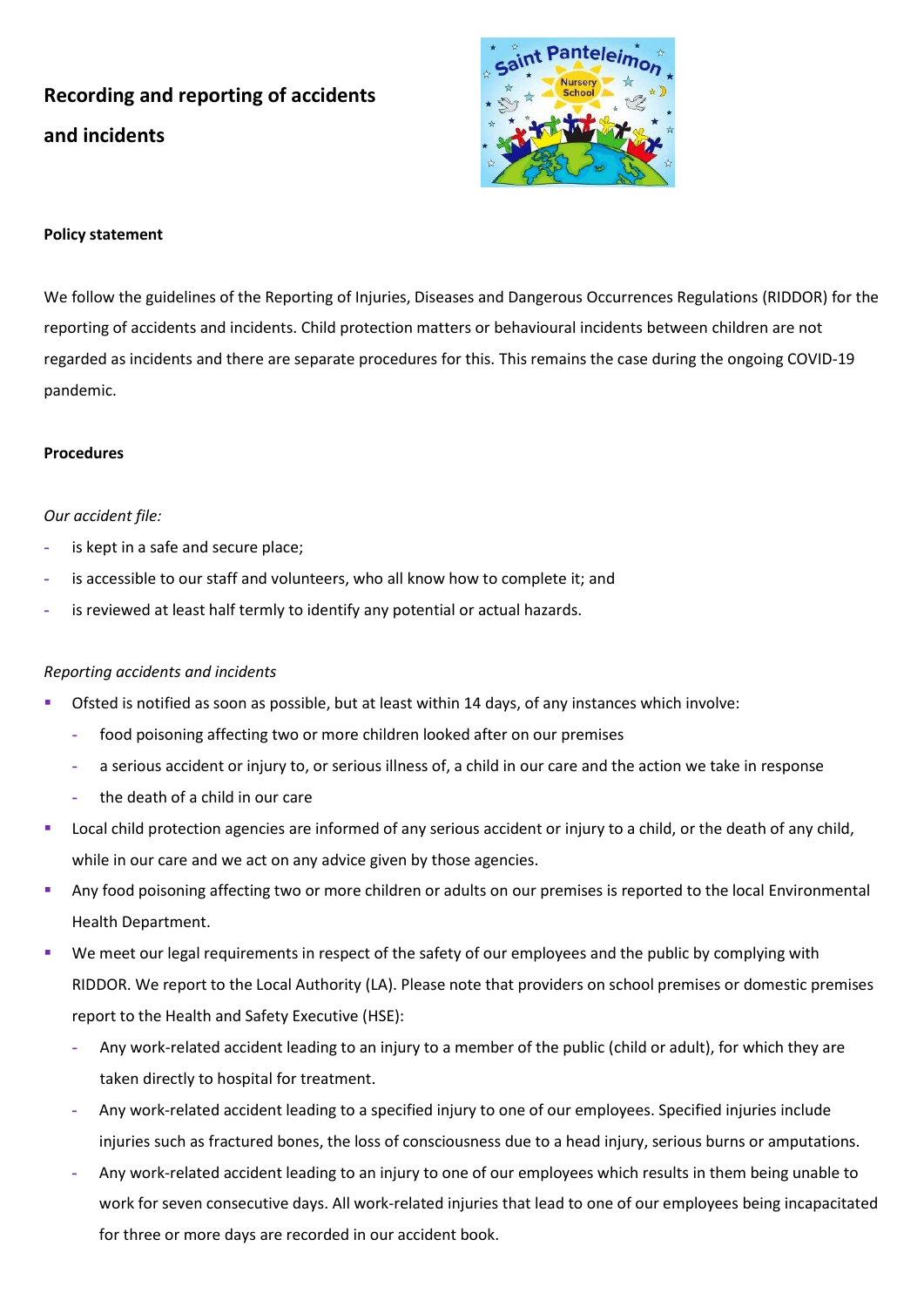# Recording and reporting of accidents and incidents

**Policy statement**

We follow the guidelines of the Reporting of Injuries, Diseases and Dangerous Occurrences Regulations (RIDDOR) for the reporting of accidents and incidents. Child protection matters or behavioural incidents between children are not regarded as incidents and there are separate procedures for this. This remains the case during the ongoing COVID-19 pandemic.

**Procedures**

*Our accident file:*

- is kept in a safe and secure place;
- is accessible to our staff and volunteers, who all know how to complete it; and
- is reviewed at least half termly to identify any potential or actual hazards.

*Reporting accidents and incidents*

- Ofsted is notified as soon as possible, but at least within 14 days, of any instances which involve:
  - food poisoning affecting two or more children looked after on our premises
  - a serious accident or injury to, or serious illness of, a child in our care and the action we take in response
  - the death of a child in our care
- Local child protection agencies are informed of any serious accident or injury to a child, or the death of any child, while in our care and we act on any advice given by those agencies.
- Any food poisoning affecting two or more children or adults on our premises is reported to the local Environmental Health Department.
- We meet our legal requirements in respect of the safety of our employees and the public by complying with RIDDOR. We report to the Local Authority (LA). Please note that providers on school premises or domestic premises report to the Health and Safety Executive (HSE):
  - Any work-related accident leading to an injury to a member of the public (child or adult), for which they are taken directly to hospital for treatment.
  - Any work-related accident leading to a specified injury to one of our employees. Specified injuries include injuries such as fractured bones, the loss of consciousness due to a head injury, serious burns or amputations.
  - Any work-related accident leading to an injury to one of our employees which results in them being unable to work for seven consecutive days. All work-related injuries that lead to one of our employees being incapacitated for three or more days are recorded in our accident book.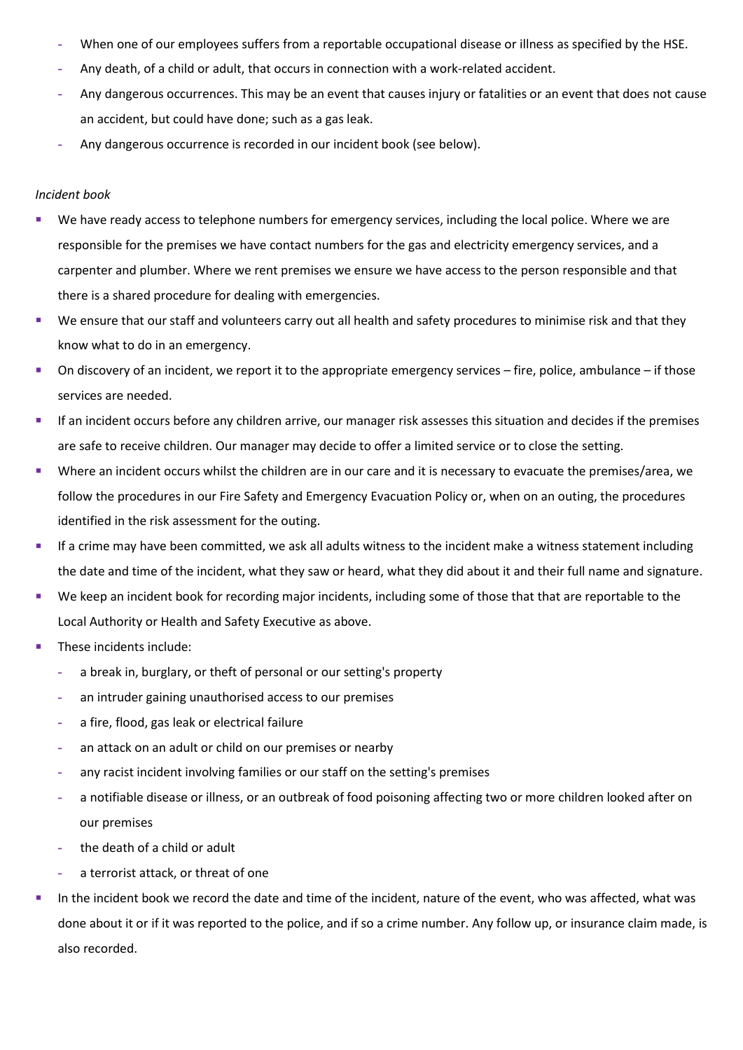- When one of our employees suffers from a reportable occupational disease or illness as specified by the HSE.
- Any death, of a child or adult, that occurs in connection with a work-related accident.
- Any dangerous occurrences. This may be an event that causes injury or fatalities or an event that does not cause an accident, but could have done; such as a gas leak.
- Any dangerous occurrence is recorded in our incident book (see below).

*Incident book*

- We have ready access to telephone numbers for emergency services, including the local police. Where we are responsible for the premises we have contact numbers for the gas and electricity emergency services, and a carpenter and plumber. Where we rent premises we ensure we have access to the person responsible and that there is a shared procedure for dealing with emergencies.
- We ensure that our staff and volunteers carry out all health and safety procedures to minimise risk and that they know what to do in an emergency.
- On discovery of an incident, we report it to the appropriate emergency services – fire, police, ambulance – if those services are needed.
- If an incident occurs before any children arrive, our manager risk assesses this situation and decides if the premises are safe to receive children. Our manager may decide to offer a limited service or to close the setting.
- Where an incident occurs whilst the children are in our care and it is necessary to evacuate the premises/area, we follow the procedures in our Fire Safety and Emergency Evacuation Policy or, when on an outing, the procedures identified in the risk assessment for the outing.
- If a crime may have been committed, we ask all adults witness to the incident make a witness statement including the date and time of the incident, what they saw or heard, what they did about it and their full name and signature.
- We keep an incident book for recording major incidents, including some of those that that are reportable to the Local Authority or Health and Safety Executive as above.
- These incidents include:
  - a break in, burglary, or theft of personal or our setting's property
  - an intruder gaining unauthorised access to our premises
  - a fire, flood, gas leak or electrical failure
  - an attack on an adult or child on our premises or nearby
  - any racist incident involving families or our staff on the setting's premises
  - a notifiable disease or illness, or an outbreak of food poisoning affecting two or more children looked after on our premises
  - the death of a child or adult
  - a terrorist attack, or threat of one
- In the incident book we record the date and time of the incident, nature of the event, who was affected, what was done about it or if it was reported to the police, and if so a crime number. Any follow up, or insurance claim made, is also recorded.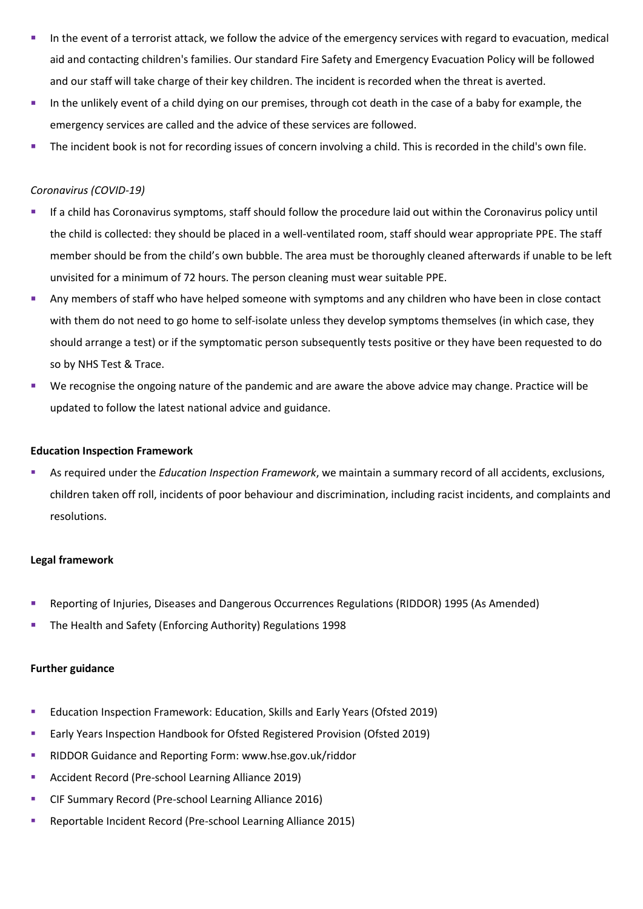- In the event of a terrorist attack, we follow the advice of the emergency services with regard to evacuation, medical aid and contacting children's families. Our standard Fire Safety and Emergency Evacuation Policy will be followed and our staff will take charge of their key children. The incident is recorded when the threat is averted.
- In the unlikely event of a child dying on our premises, through cot death in the case of a baby for example, the emergency services are called and the advice of these services are followed.
- The incident book is not for recording issues of concern involving a child. This is recorded in the child's own file.

*Coronavirus (COVID-19)*

- If a child has Coronavirus symptoms, staff should follow the procedure laid out within the Coronavirus policy until the child is collected: they should be placed in a well-ventilated room, staff should wear appropriate PPE. The staff member should be from the child's own bubble. The area must be thoroughly cleaned afterwards if unable to be left unvisited for a minimum of 72 hours. The person cleaning must wear suitable PPE.
- Any members of staff who have helped someone with symptoms and any children who have been in close contact with them do not need to go home to self-isolate unless they develop symptoms themselves (in which case, they should arrange a test) or if the symptomatic person subsequently tests positive or they have been requested to do so by NHS Test & Trace.
- We recognise the ongoing nature of the pandemic and are aware the above advice may change. Practice will be updated to follow the latest national advice and guidance.

**Education Inspection Framework**

- As required under the *Education Inspection Framework*, we maintain a summary record of all accidents, exclusions, children taken off roll, incidents of poor behaviour and discrimination, including racist incidents, and complaints and resolutions.

**Legal framework**

- Reporting of Injuries, Diseases and Dangerous Occurrences Regulations (RIDDOR) 1995 (As Amended)
- The Health and Safety (Enforcing Authority) Regulations 1998

**Further guidance**

- Education Inspection Framework: Education, Skills and Early Years (Ofsted 2019)
- Early Years Inspection Handbook for Ofsted Registered Provision (Ofsted 2019)
- RIDDOR Guidance and Reporting Form: www.hse.gov.uk/riddor
- Accident Record (Pre-school Learning Alliance 2019)
- CIF Summary Record (Pre-school Learning Alliance 2016)
- Reportable Incident Record (Pre-school Learning Alliance 2015)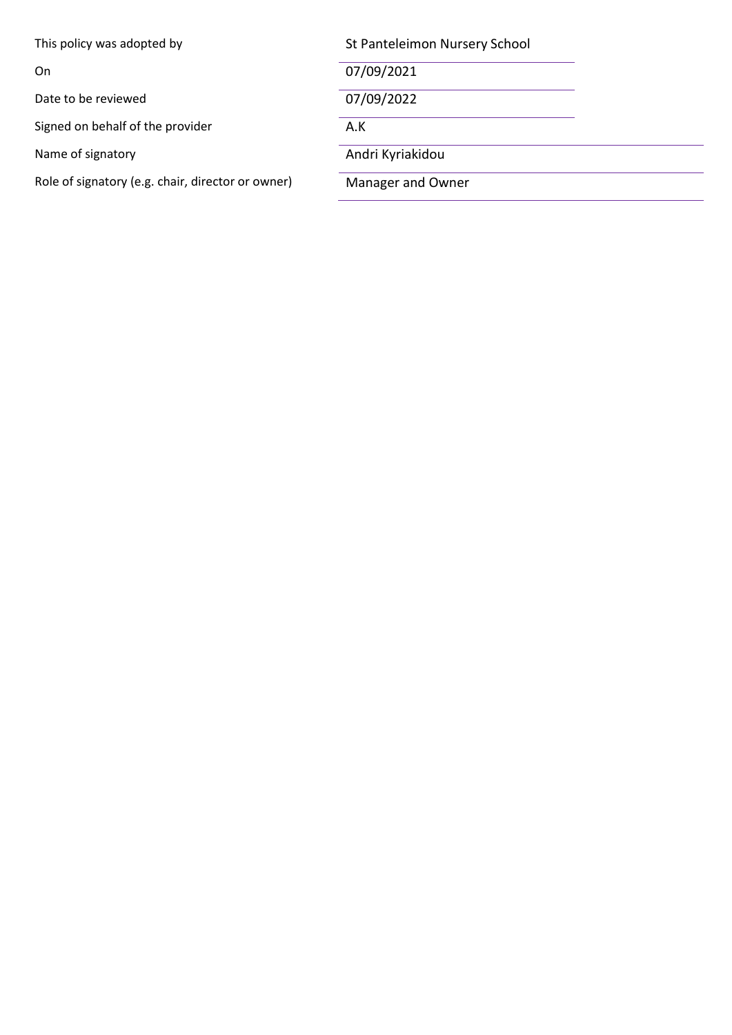| | |
|---|---|
| This policy was adopted by | St Panteleimon Nursery School |
| On | 07/09/2021 |
| Date to be reviewed | 07/09/2022 |
| Signed on behalf of the provider | A.K |
| Name of signatory | Andri Kyriakidou |
| Role of signatory (e.g. chair, director or owner) | Manager and Owner |